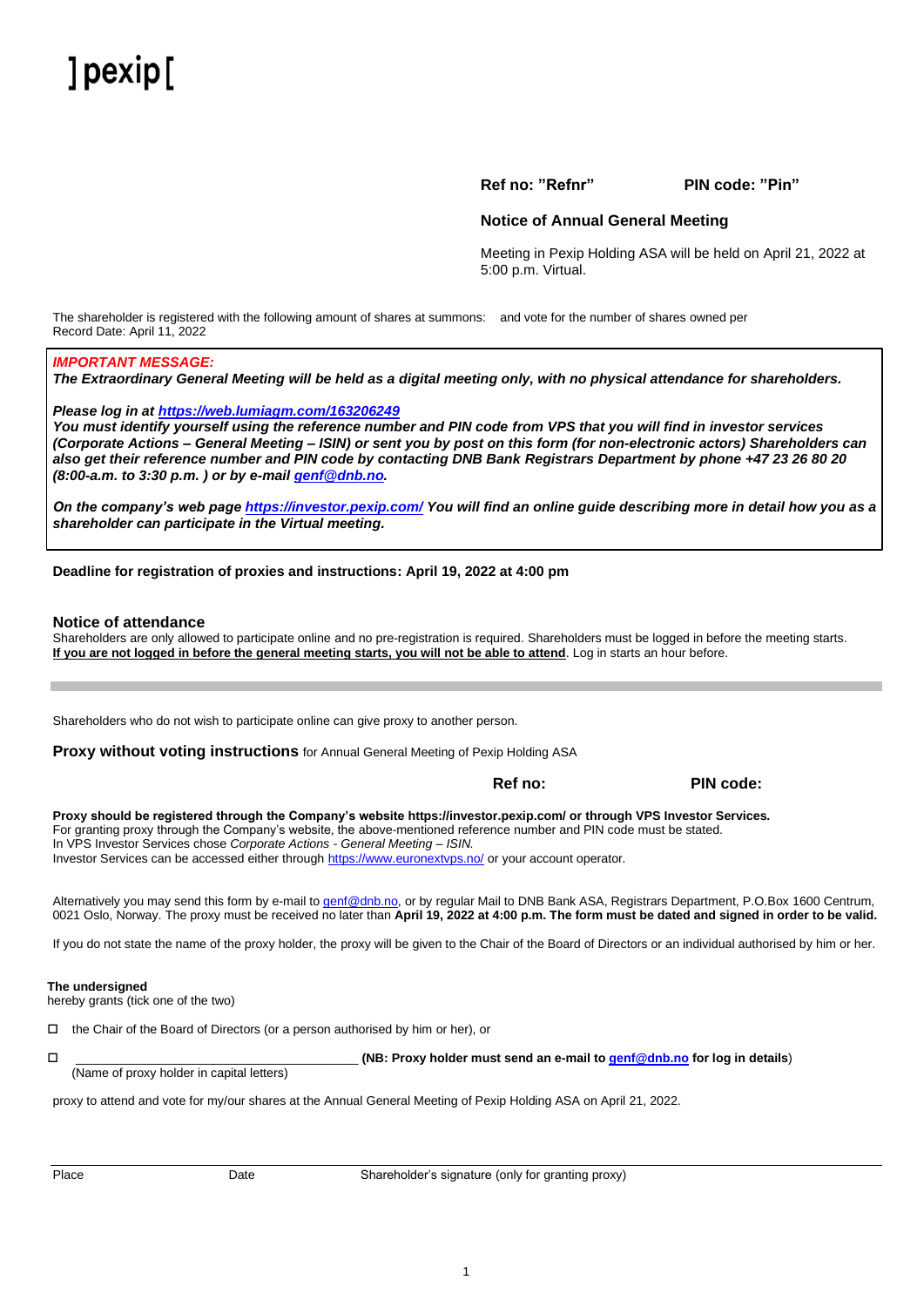]pexip[

**Ref no: "Refnr"** **PIN code: "Pin"**

## Notice of Annual General Meeting

Meeting in Pexip Holding ASA will be held on April 21, 2022 at 5:00 p.m. Virtual.

The shareholder is registered with the following amount of shares at summons: and vote for the number of shares owned per Record Date: April 11, 2022

***IMPORTANT MESSAGE:***
***The Extraordinary General Meeting will be held as a digital meeting only, with no physical attendance for shareholders.***

***Please log in at https://web.lumiagm.com/163206249***
***You must identify yourself using the reference number and PIN code from VPS that you will find in investor services (Corporate Actions – General Meeting – ISIN) or sent you by post on this form (for non-electronic actors) Shareholders can also get their reference number and PIN code by contacting DNB Bank Registrars Department by phone +47 23 26 80 20 (8:00-a.m. to 3:30 p.m. ) or by e-mail genf@dnb.no.***

***On the company's web page https://investor.pexip.com/ You will find an online guide describing more in detail how you as a shareholder can participate in the Virtual meeting.***

**Deadline for registration of proxies and instructions: April 19, 2022 at 4:00 pm**

## Notice of attendance

Shareholders are only allowed to participate online and no pre-registration is required. Shareholders must be logged in before the meeting starts. **If you are not logged in before the general meeting starts, you will not be able to attend**. Log in starts an hour before.

---

Shareholders who do not wish to participate online can give proxy to another person.

**Proxy without voting instructions** for Annual General Meeting of Pexip Holding ASA

**Ref no:** **PIN code:**

**Proxy should be registered through the Company's website https://investor.pexip.com/ or through VPS Investor Services.**
For granting proxy through the Company's website, the above-mentioned reference number and PIN code must be stated.
In VPS Investor Services chose *Corporate Actions - General Meeting – ISIN.*
Investor Services can be accessed either through https://www.euronextvps.no/ or your account operator.

Alternatively you may send this form by e-mail to genf@dnb.no, or by regular Mail to DNB Bank ASA, Registrars Department, P.O.Box 1600 Centrum, 0021 Oslo, Norway. The proxy must be received no later than **April 19, 2022 at 4:00 p.m. The form must be dated and signed in order to be valid.**

If you do not state the name of the proxy holder, the proxy will be given to the Chair of the Board of Directors or an individual authorised by him or her.

**The undersigned**
hereby grants (tick one of the two)

☐ the Chair of the Board of Directors (or a person authorised by him or her), or

☐ ____________________________________ **(NB: Proxy holder must send an e-mail to genf@dnb.no for log in details)**
(Name of proxy holder in capital letters)

proxy to attend and vote for my/our shares at the Annual General Meeting of Pexip Holding ASA on April 21, 2022.

---

Place Date Shareholder's signature (only for granting proxy)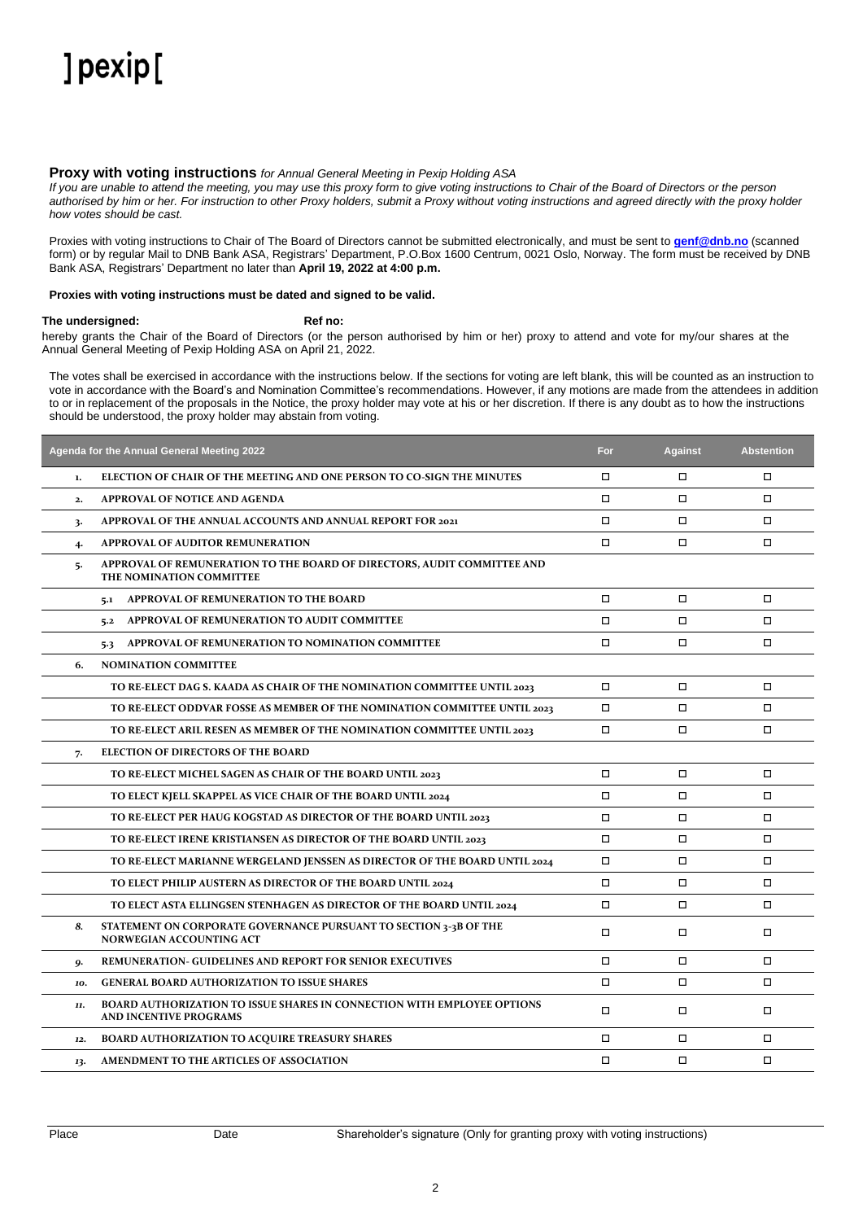]pexip[

**Proxy with voting instructions** *for Annual General Meeting in Pexip Holding ASA*

*If you are unable to attend the meeting, you may use this proxy form to give voting instructions to Chair of the Board of Directors or the person authorised by him or her. For instruction to other Proxy holders, submit a Proxy without voting instructions and agreed directly with the proxy holder how votes should be cast.*

Proxies with voting instructions to Chair of The Board of Directors cannot be submitted electronically, and must be sent to **genf@dnb.no** (scanned form) or by regular Mail to DNB Bank ASA, Registrars' Department, P.O.Box 1600 Centrum, 0021 Oslo, Norway. The form must be received by DNB Bank ASA, Registrars' Department no later than **April 19, 2022 at 4:00 p.m.**

**Proxies with voting instructions must be dated and signed to be valid.**

**The undersigned:** **Ref no:**

hereby grants the Chair of the Board of Directors (or the person authorised by him or her) proxy to attend and vote for my/our shares at the Annual General Meeting of Pexip Holding ASA on April 21, 2022.

The votes shall be exercised in accordance with the instructions below. If the sections for voting are left blank, this will be counted as an instruction to vote in accordance with the Board's and Nomination Committee's recommendations. However, if any motions are made from the attendees in addition to or in replacement of the proposals in the Notice, the proxy holder may vote at his or her discretion. If there is any doubt as to how the instructions should be understood, the proxy holder may abstain from voting.

| | Agenda for the Annual General Meeting 2022 | For | Against | Abstention |
|---|---|---|---|---|
| 1. | ELECTION OF CHAIR OF THE MEETING AND ONE PERSON TO CO-SIGN THE MINUTES | ☐ | ☐ | ☐ |
| 2. | APPROVAL OF NOTICE AND AGENDA | ☐ | ☐ | ☐ |
| 3. | APPROVAL OF THE ANNUAL ACCOUNTS AND ANNUAL REPORT FOR 2021 | ☐ | ☐ | ☐ |
| 4. | APPROVAL OF AUDITOR REMUNERATION | ☐ | ☐ | ☐ |
| 5. | APPROVAL OF REMUNERATION TO THE BOARD OF DIRECTORS, AUDIT COMMITTEE AND THE NOMINATION COMMITTEE | | | |
| | 5.1 APPROVAL OF REMUNERATION TO THE BOARD | ☐ | ☐ | ☐ |
| | 5.2 APPROVAL OF REMUNERATION TO AUDIT COMMITTEE | ☐ | ☐ | ☐ |
| | 5.3 APPROVAL OF REMUNERATION TO NOMINATION COMMITTEE | ☐ | ☐ | ☐ |
| 6. | NOMINATION COMMITTEE | | | |
| | TO RE-ELECT DAG S. KAADA AS CHAIR OF THE NOMINATION COMMITTEE UNTIL 2023 | ☐ | ☐ | ☐ |
| | TO RE-ELECT ODDVAR FOSSE AS MEMBER OF THE NOMINATION COMMITTEE UNTIL 2023 | ☐ | ☐ | ☐ |
| | TO RE-ELECT ARIL RESEN AS MEMBER OF THE NOMINATION COMMITTEE UNTIL 2023 | ☐ | ☐ | ☐ |
| 7. | ELECTION OF DIRECTORS OF THE BOARD | | | |
| | TO RE-ELECT MICHEL SAGEN AS CHAIR OF THE BOARD UNTIL 2023 | ☐ | ☐ | ☐ |
| | TO ELECT KJELL SKAPPEL AS VICE CHAIR OF THE BOARD UNTIL 2024 | ☐ | ☐ | ☐ |
| | TO RE-ELECT PER HAUG KOGSTAD AS DIRECTOR OF THE BOARD UNTIL 2023 | ☐ | ☐ | ☐ |
| | TO RE-ELECT IRENE KRISTIANSEN AS DIRECTOR OF THE BOARD UNTIL 2023 | ☐ | ☐ | ☐ |
| | TO RE-ELECT MARIANNE WERGELAND JENSSEN AS DIRECTOR OF THE BOARD UNTIL 2024 | ☐ | ☐ | ☐ |
| | TO ELECT PHILIP AUSTERN AS DIRECTOR OF THE BOARD UNTIL 2024 | ☐ | ☐ | ☐ |
| | TO ELECT ASTA ELLINGSEN STENHAGEN AS DIRECTOR OF THE BOARD UNTIL 2024 | ☐ | ☐ | ☐ |
| 8. | STATEMENT ON CORPORATE GOVERNANCE PURSUANT TO SECTION 3-3B OF THE NORWEGIAN ACCOUNTING ACT | ☐ | ☐ | ☐ |
| 9. | REMUNERATION- GUIDELINES AND REPORT FOR SENIOR EXECUTIVES | ☐ | ☐ | ☐ |
| 10. | GENERAL BOARD AUTHORIZATION TO ISSUE SHARES | ☐ | ☐ | ☐ |
| 11. | BOARD AUTHORIZATION TO ISSUE SHARES IN CONNECTION WITH EMPLOYEE OPTIONS AND INCENTIVE PROGRAMS | ☐ | ☐ | ☐ |
| 12. | BOARD AUTHORIZATION TO ACQUIRE TREASURY SHARES | ☐ | ☐ | ☐ |
| 13. | AMENDMENT TO THE ARTICLES OF ASSOCIATION | ☐ | ☐ | ☐ |

Place Date Shareholder's signature (Only for granting proxy with voting instructions)